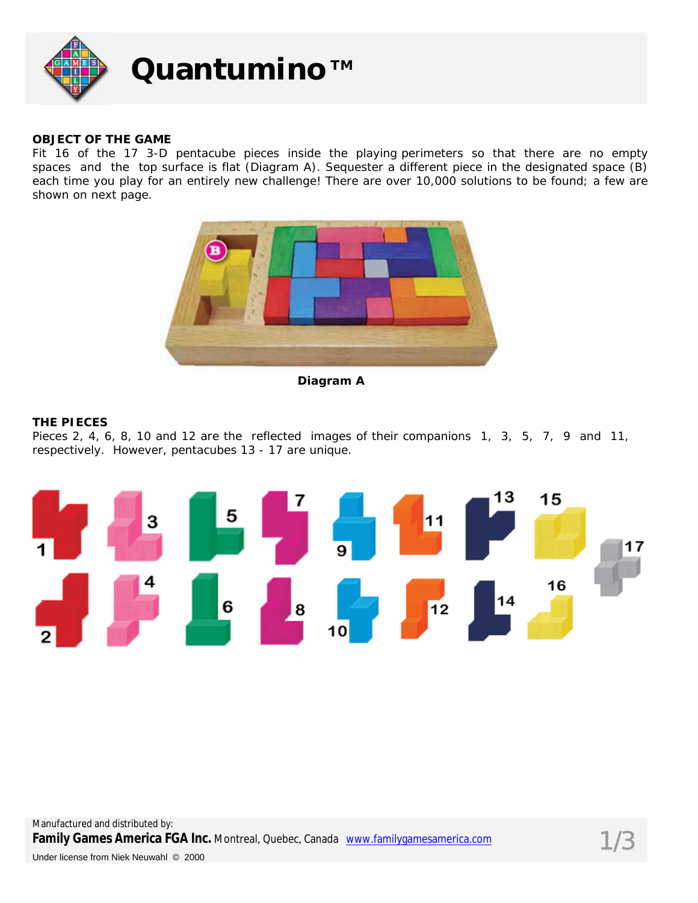# Quantumino™

**OBJECT OF THE GAME**

Fit 16 of the 17 3-D pentacube pieces inside the playing perimeters so that there are no empty spaces and the top surface is flat (Diagram A). Sequester a different piece in the designated space (B) each time you play for an entirely new challenge! There are over 10,000 solutions to be found; a few are shown on next page.

**Diagram A**

**THE PIECES**

Pieces 2, 4, 6, 8, 10 and 12 are the reflected images of their companions 1, 3, 5, 7, 9 and 11, respectively. However, pentacubes 13 - 17 are unique.

Manufactured and distributed by:
**Family Games America FGA Inc.** Montreal, Quebec, Canada www.familygamesamerica.com
Under license from Niek Neuwahl © 2000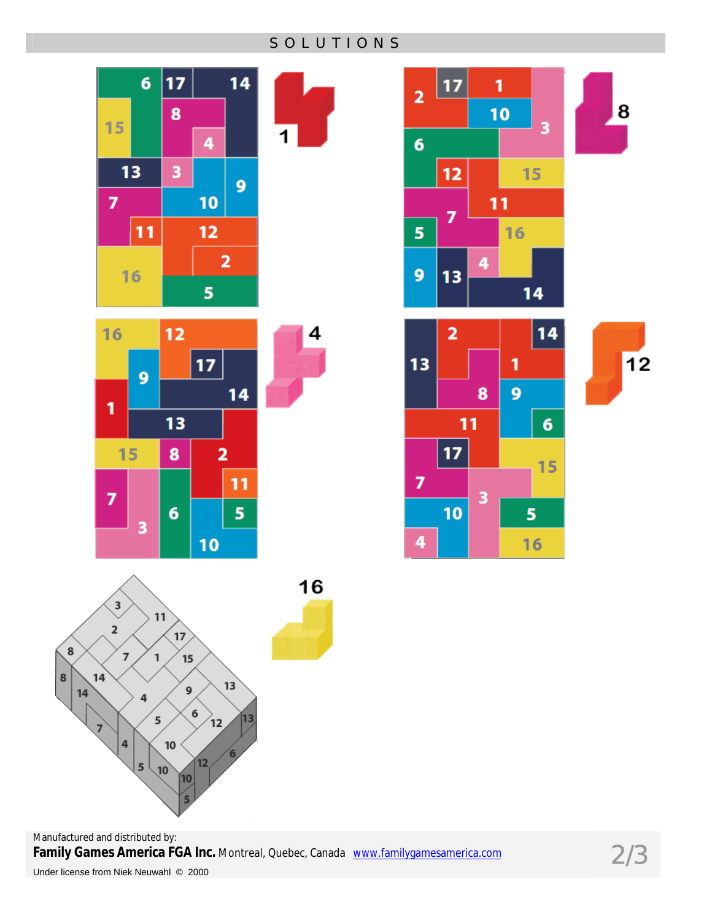# SOLUTIONS

Manufactured and distributed by:
**Family Games America FGA Inc.** Montreal, Quebec, Canada [www.familygamesamerica.com](http://www.familygamesamerica.com)

Under license from Niek Neuwahl © 2000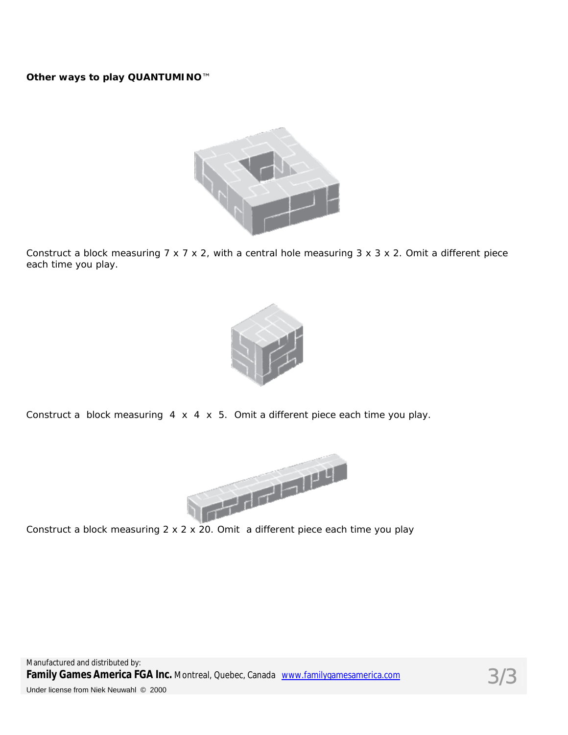**Other ways to play QUANTUMINO™**

Construct a block measuring 7 x 7 x 2, with a central hole measuring 3 x 3 x 2. Omit a different piece each time you play.

Construct a block measuring 4 x 4 x 5. Omit a different piece each time you play.

Construct a block measuring 2 x 2 x 20. Omit a different piece each time you play

Manufactured and distributed by:
**Family Games America FGA Inc.** Montreal, Quebec, Canada www.familygamesamerica.com

Under license from Niek Neuwahl © 2000